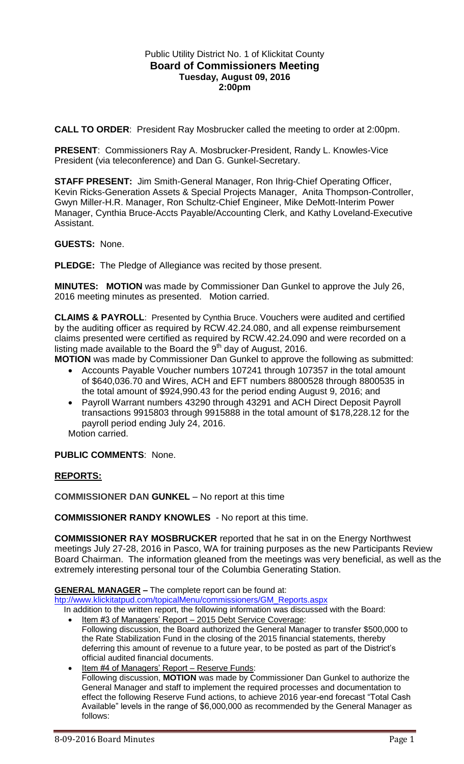Public Utility District No. 1 of Klickitat County

# Board of Commissioners Meeting

**Tuesday, August 09, 2016**
**2:00pm**

**CALL TO ORDER**: President Ray Mosbrucker called the meeting to order at 2:00pm.

**PRESENT**: Commissioners Ray A. Mosbrucker-President, Randy L. Knowles-Vice President (via teleconference) and Dan G. Gunkel-Secretary.

**STAFF PRESENT:** Jim Smith-General Manager, Ron Ihrig-Chief Operating Officer, Kevin Ricks-Generation Assets & Special Projects Manager, Anita Thompson-Controller, Gwyn Miller-H.R. Manager, Ron Schultz-Chief Engineer, Mike DeMott-Interim Power Manager, Cynthia Bruce-Accts Payable/Accounting Clerk, and Kathy Loveland-Executive Assistant.

**GUESTS:** None.

**PLEDGE:** The Pledge of Allegiance was recited by those present.

**MINUTES: MOTION** was made by Commissioner Dan Gunkel to approve the July 26, 2016 meeting minutes as presented. Motion carried.

**CLAIMS & PAYROLL**: Presented by Cynthia Bruce. Vouchers were audited and certified by the auditing officer as required by RCW.42.24.080, and all expense reimbursement claims presented were certified as required by RCW.42.24.090 and were recorded on a listing made available to the Board the 9th day of August, 2016.

**MOTION** was made by Commissioner Dan Gunkel to approve the following as submitted:

- Accounts Payable Voucher numbers 107241 through 107357 in the total amount of $640,036.70 and Wires, ACH and EFT numbers 8800528 through 8800535 in the total amount of $924,990.43 for the period ending August 9, 2016; and
- Payroll Warrant numbers 43290 through 43291 and ACH Direct Deposit Payroll transactions 9915803 through 9915888 in the total amount of $178,228.12 for the payroll period ending July 24, 2016.

Motion carried.

**PUBLIC COMMENTS**: None.

## REPORTS:

**COMMISSIONER DAN GUNKEL** – No report at this time

**COMMISSIONER RANDY KNOWLES** - No report at this time.

**COMMISSIONER RAY MOSBRUCKER** reported that he sat in on the Energy Northwest meetings July 27-28, 2016 in Pasco, WA for training purposes as the new Participants Review Board Chairman. The information gleaned from the meetings was very beneficial, as well as the extremely interesting personal tour of the Columbia Generating Station.

**GENERAL MANAGER –** The complete report can be found at:
htp://www.klickitatpud.com/topicalMenu/commissioners/GM_Reports.aspx

In addition to the written report, the following information was discussed with the Board:

- Item #3 of Managers' Report – 2015 Debt Service Coverage:
  Following discussion, the Board authorized the General Manager to transfer $500,000 to the Rate Stabilization Fund in the closing of the 2015 financial statements, thereby deferring this amount of revenue to a future year, to be posted as part of the District's official audited financial documents.
- Item #4 of Managers' Report – Reserve Funds:
  Following discussion, **MOTION** was made by Commissioner Dan Gunkel to authorize the General Manager and staff to implement the required processes and documentation to effect the following Reserve Fund actions, to achieve 2016 year-end forecast "Total Cash Available" levels in the range of $6,000,000 as recommended by the General Manager as follows: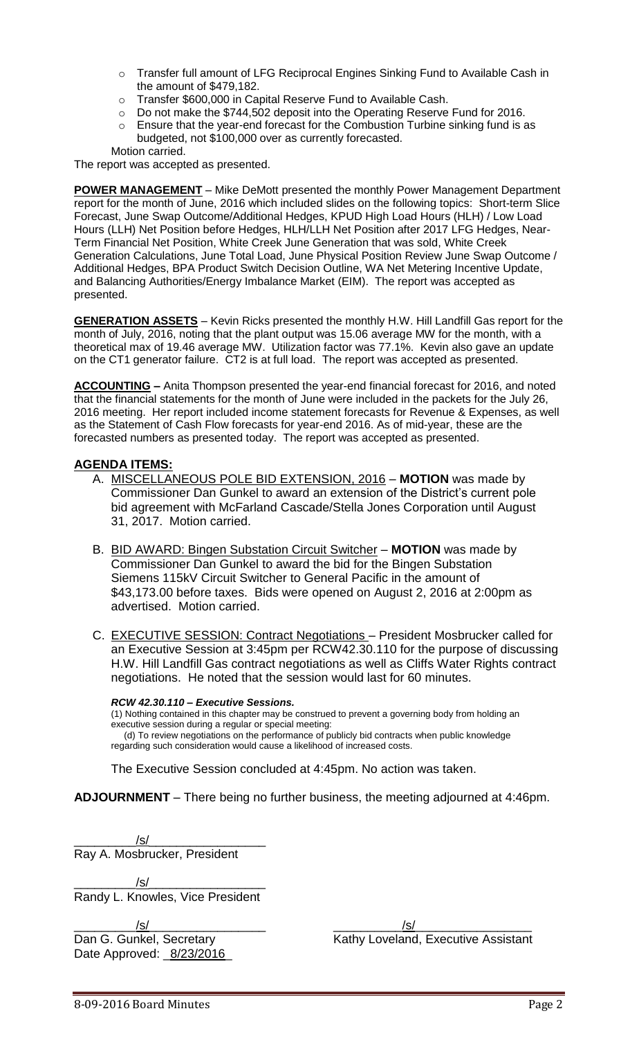- Transfer full amount of LFG Reciprocal Engines Sinking Fund to Available Cash in the amount of $479,182.
  - Transfer $600,000 in Capital Reserve Fund to Available Cash.
  - Do not make the $744,502 deposit into the Operating Reserve Fund for 2016.
  - Ensure that the year-end forecast for the Combustion Turbine sinking fund is as budgeted, not $100,000 over as currently forecasted.

  Motion carried.

The report was accepted as presented.

**POWER MANAGEMENT** – Mike DeMott presented the monthly Power Management Department report for the month of June, 2016 which included slides on the following topics: Short-term Slice Forecast, June Swap Outcome/Additional Hedges, KPUD High Load Hours (HLH) / Low Load Hours (LLH) Net Position before Hedges, HLH/LLH Net Position after 2017 LFG Hedges, Near-Term Financial Net Position, White Creek June Generation that was sold, White Creek Generation Calculations, June Total Load, June Physical Position Review June Swap Outcome / Additional Hedges, BPA Product Switch Decision Outline, WA Net Metering Incentive Update, and Balancing Authorities/Energy Imbalance Market (EIM). The report was accepted as presented.

**GENERATION ASSETS** – Kevin Ricks presented the monthly H.W. Hill Landfill Gas report for the month of July, 2016, noting that the plant output was 15.06 average MW for the month, with a theoretical max of 19.46 average MW. Utilization factor was 77.1%. Kevin also gave an update on the CT1 generator failure. CT2 is at full load. The report was accepted as presented.

**ACCOUNTING –** Anita Thompson presented the year-end financial forecast for 2016, and noted that the financial statements for the month of June were included in the packets for the July 26, 2016 meeting. Her report included income statement forecasts for Revenue & Expenses, as well as the Statement of Cash Flow forecasts for year-end 2016. As of mid-year, these are the forecasted numbers as presented today. The report was accepted as presented.

## AGENDA ITEMS:

A. MISCELLANEOUS POLE BID EXTENSION, 2016 – **MOTION** was made by Commissioner Dan Gunkel to award an extension of the District's current pole bid agreement with McFarland Cascade/Stella Jones Corporation until August 31, 2017. Motion carried.

B. BID AWARD: Bingen Substation Circuit Switcher – **MOTION** was made by Commissioner Dan Gunkel to award the bid for the Bingen Substation Siemens 115kV Circuit Switcher to General Pacific in the amount of $43,173.00 before taxes. Bids were opened on August 2, 2016 at 2:00pm as advertised. Motion carried.

C. EXECUTIVE SESSION: Contract Negotiations – President Mosbrucker called for an Executive Session at 3:45pm per RCW42.30.110 for the purpose of discussing H.W. Hill Landfill Gas contract negotiations as well as Cliffs Water Rights contract negotiations. He noted that the session would last for 60 minutes.

***RCW 42.30.110 – Executive Sessions.***

(1) Nothing contained in this chapter may be construed to prevent a governing body from holding an executive session during a regular or special meeting:

(d) To review negotiations on the performance of publicly bid contracts when public knowledge regarding such consideration would cause a likelihood of increased costs.

The Executive Session concluded at 4:45pm. No action was taken.

**ADJOURNMENT** – There being no further business, the meeting adjourned at 4:46pm.

/s/
Ray A. Mosbrucker, President

/s/
Randy L. Knowles, Vice President

/s/
Dan G. Gunkel, Secretary

/s/
Kathy Loveland, Executive Assistant

Date Approved: 8/23/2016

8-09-2016 Board Minutes